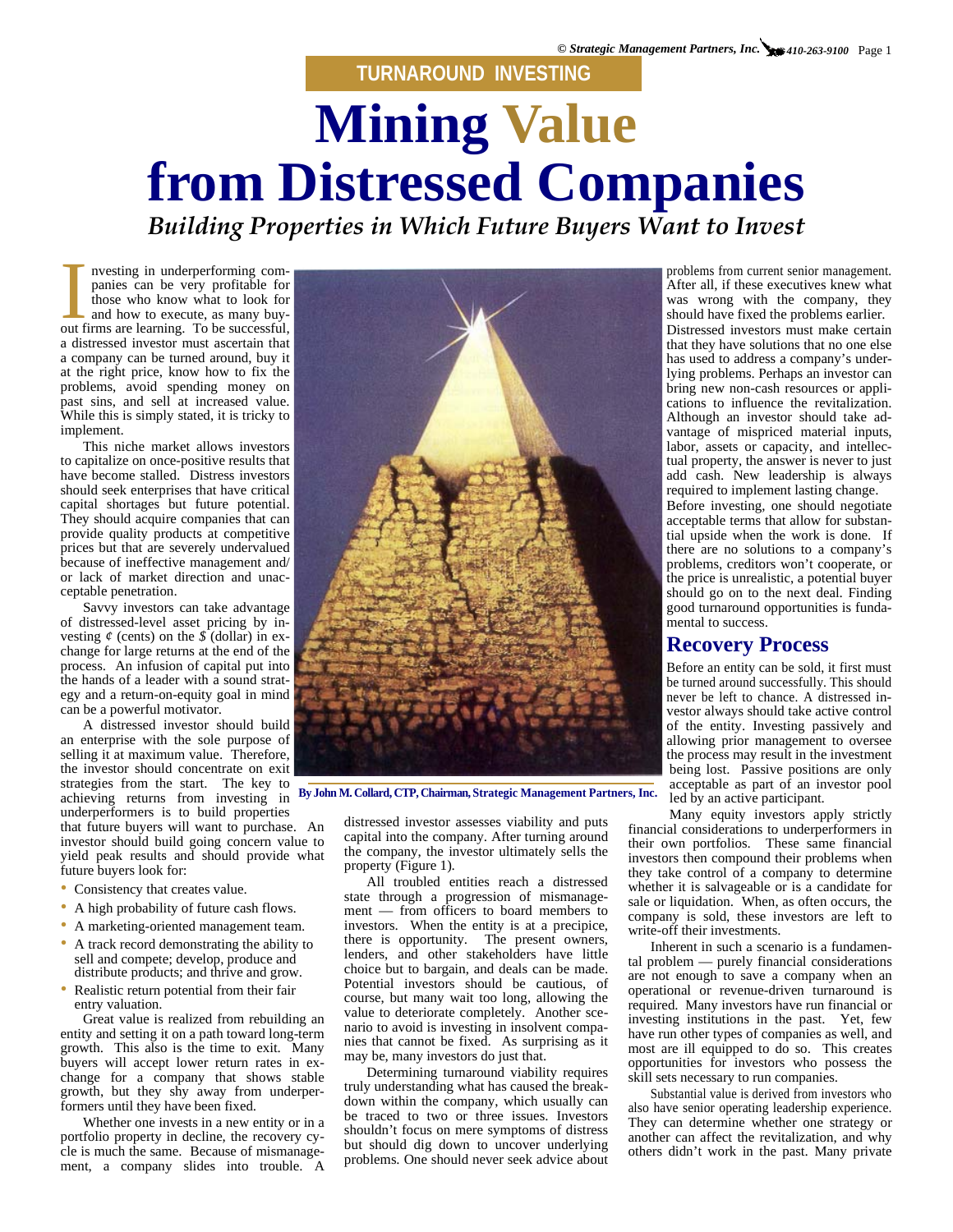TURNAROUND INVESTING

# Mining Value from Distressed Companies

## *Building Properties in Which Future Buyers Want to Invest*

**By John M. Collard, CTP, Chairman, Strategic Management Partners, Inc.**

Investing in underperforming companies can be very profitable for those who know what to look for and how to execute, as many buyout firms are learning. To be successful, a distressed investor must ascertain that a company can be turned around, buy it at the right price, know how to fix the problems, avoid spending money on past sins, and sell at increased value. While this is simply stated, it is tricky to implement.

This niche market allows investors to capitalize on once-positive results that have become stalled. Distress investors should seek enterprises that have critical capital shortages but future potential. They should acquire companies that can provide quality products at competitive prices but that are severely undervalued because of ineffective management and/or lack of market direction and unacceptable penetration.

Savvy investors can take advantage of distressed-level asset pricing by investing ¢ (cents) on the $ (dollar) in exchange for large returns at the end of the process. An infusion of capital put into the hands of a leader with a sound strategy and a return-on-equity goal in mind can be a powerful motivator.

A distressed investor should build an enterprise with the sole purpose of selling it at maximum value. Therefore, the investor should concentrate on exit strategies from the start. The key to achieving returns from investing in underperformers is to build properties that future buyers will want to purchase. An investor should build going concern value to yield peak results and should provide what future buyers look for:

- Consistency that creates value.
- A high probability of future cash flows.
- A marketing-oriented management team.
- A track record demonstrating the ability to sell and compete; develop, produce and distribute products; and thrive and grow.
- Realistic return potential from their fair entry valuation.

Great value is realized from rebuilding an entity and setting it on a path toward long-term growth. This also is the time to exit. Many buyers will accept lower return rates in exchange for a company that shows stable growth, but they shy away from underperformers until they have been fixed.

Whether one invests in a new entity or in a portfolio property in decline, the recovery cycle is much the same. Because of mismanagement, a company slides into trouble. A distressed investor assesses viability and puts capital into the company. After turning around the company, the investor ultimately sells the property (Figure 1).

All troubled entities reach a distressed state through a progression of mismanagement — from officers to board members to investors. When the entity is at a precipice, there is opportunity. The present owners, lenders, and other stakeholders have little choice but to bargain, and deals can be made. Potential investors should be cautious, of course, but many wait too long, allowing the value to deteriorate completely. Another scenario to avoid is investing in insolvent companies that cannot be fixed. As surprising as it may be, many investors do just that.

Determining turnaround viability requires truly understanding what has caused the breakdown within the company, which usually can be traced to two or three issues. Investors shouldn't focus on mere symptoms of distress but should dig down to uncover underlying problems. One should never seek advice about problems from current senior management. After all, if these executives knew what was wrong with the company, they should have fixed the problems earlier. Distressed investors must make certain that they have solutions that no one else has used to address a company's underlying problems. Perhaps an investor can bring new non-cash resources or applications to influence the revitalization. Although an investor should take advantage of mispriced material inputs, labor, assets or capacity, and intellectual property, the answer is never to just add cash. New leadership is always required to implement lasting change. Before investing, one should negotiate acceptable terms that allow for substantial upside when the work is done. If there are no solutions to a company's problems, creditors won't cooperate, or the price is unrealistic, a potential buyer should go on to the next deal. Finding good turnaround opportunities is fundamental to success.

## Recovery Process

Before an entity can be sold, it first must be turned around successfully. This should never be left to chance. A distressed investor always should take active control of the entity. Investing passively and allowing prior management to oversee the process may result in the investment being lost. Passive positions are only acceptable as part of an investor pool led by an active participant.

Many equity investors apply strictly financial considerations to underperformers in their own portfolios. These same financial investors then compound their problems when they take control of a company to determine whether it is salvageable or is a candidate for sale or liquidation. When, as often occurs, the company is sold, these investors are left to write-off their investments.

Inherent in such a scenario is a fundamental problem — purely financial considerations are not enough to save a company when an operational or revenue-driven turnaround is required. Many investors have run financial or investing institutions in the past. Yet, few have run other types of companies as well, and most are ill equipped to do so. This creates opportunities for investors who possess the skill sets necessary to run companies.

Substantial value is derived from investors who also have senior operating leadership experience. They can determine whether one strategy or another can affect the revitalization, and why others didn't work in the past. Many private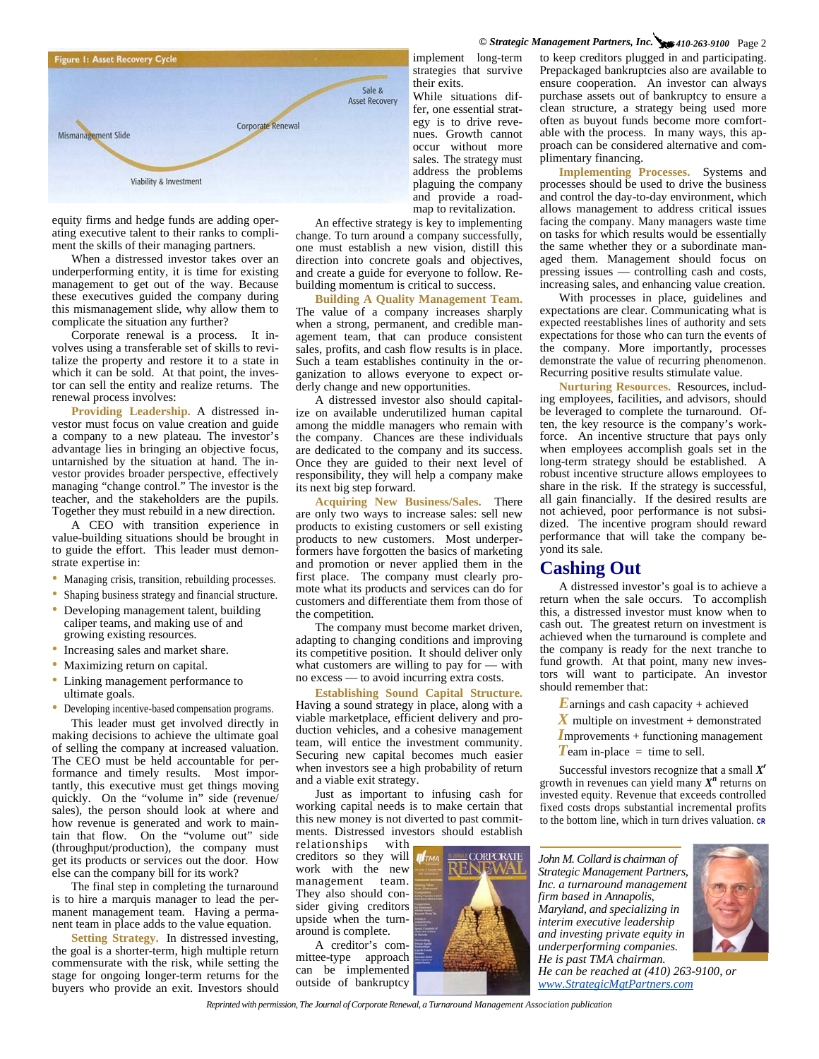**Figure 1: Asset Recovery Cycle**

Mismanagement Slide

Viability & Investment

Corporate Renewal

Sale & Asset Recovery

equity firms and hedge funds are adding operating executive talent to their ranks to compliment the skills of their managing partners.

When a distressed investor takes over an underperforming entity, it is time for existing management to get out of the way. Because these executives guided the company during this mismanagement slide, why allow them to complicate the situation any further?

Corporate renewal is a process. It involves using a transferable set of skills to revitalize the property and restore it to a state in which it can be sold. At that point, the investor can sell the entity and realize returns. The renewal process involves:

**Providing Leadership.** A distressed investor must focus on value creation and guide a company to a new plateau. The investor's advantage lies in bringing an objective focus, untarnished by the situation at hand. The investor provides broader perspective, effectively managing "change control." The investor is the teacher, and the stakeholders are the pupils. Together they must rebuild in a new direction.

A CEO with transition experience in value-building situations should be brought in to guide the effort. This leader must demonstrate expertise in:

- Managing crisis, transition, rebuilding processes.
- Shaping business strategy and financial structure.
- Developing management talent, building caliper teams, and making use of and growing existing resources.
- Increasing sales and market share.
- Maximizing return on capital.
- Linking management performance to ultimate goals.
- Developing incentive-based compensation programs.

This leader must get involved directly in making decisions to achieve the ultimate goal of selling the company at increased valuation. The CEO must be held accountable for performance and timely results. Most importantly, this executive must get things moving quickly. On the "volume in" side (revenue/sales), the person should look at where and how revenue is generated and work to maintain that flow. On the "volume out" side (throughput/production), the company must get its products or services out the door. How else can the company bill for its work?

The final step in completing the turnaround is to hire a marquis manager to lead the permanent management team. Having a permanent team in place adds to the value equation.

**Setting Strategy.** In distressed investing, the goal is a shorter-term, high multiple return commensurate with the risk, while setting the stage for ongoing longer-term returns for the buyers who provide an exit. Investors should implement long-term strategies that survive their exits.

While situations differ, one essential strategy is to drive revenues. Growth cannot occur without more sales. The strategy must address the problems plaguing the company and provide a roadmap to revitalization.

An effective strategy is key to implementing change. To turn around a company successfully, one must establish a new vision, distill this direction into concrete goals and objectives, and create a guide for everyone to follow. Rebuilding momentum is critical to success.

**Building A Quality Management Team.** The value of a company increases sharply when a strong, permanent, and credible management team, that can produce consistent sales, profits, and cash flow results is in place. Such a team establishes continuity in the organization to allows everyone to expect orderly change and new opportunities.

A distressed investor also should capitalize on available underutilized human capital among the middle managers who remain with the company. Chances are these individuals are dedicated to the company and its success. Once they are guided to their next level of responsibility, they will help a company make its next big step forward.

**Acquiring New Business/Sales.** There are only two ways to increase sales: sell new products to existing customers or sell existing products to new customers. Most underperformers have forgotten the basics of marketing and promotion or never applied them in the first place. The company must clearly promote what its products and services can do for customers and differentiate them from those of the competition.

The company must become market driven, adapting to changing conditions and improving its competitive position. It should deliver only what customers are willing to pay for — with no excess — to avoid incurring extra costs.

**Establishing Sound Capital Structure.** Having a sound strategy in place, along with a viable marketplace, efficient delivery and production vehicles, and a cohesive management team, will entice the investment community. Securing new capital becomes much easier when investors see a high probability of return and a viable exit strategy.

Just as important to infusing cash for working capital needs is to make certain that this new money is not diverted to past commitments. Distressed investors should establish relationships with creditors so they will work with the new management team. They also should consider giving creditors upside when the turnaround is complete.

A creditor's committee-type approach can be implemented outside of bankruptcy to keep creditors plugged in and participating. Prepackaged bankruptcies also are available to ensure cooperation. An investor can always purchase assets out of bankruptcy to ensure a clean structure, a strategy being used more often as buyout funds become more comfortable with the process. In many ways, this approach can be considered alternative and complimentary financing.

**Implementing Processes.** Systems and processes should be used to drive the business and control the day-to-day environment, which allows management to address critical issues facing the company. Many managers waste time on tasks for which results would be essentially the same whether they or a subordinate managed them. Management should focus on pressing issues — controlling cash and costs, increasing sales, and enhancing value creation.

With processes in place, guidelines and expectations are clear. Communicating what is expected reestablishes lines of authority and sets expectations for those who can turn the events of the company. More importantly, processes demonstrate the value of recurring phenomenon. Recurring positive results stimulate value.

**Nurturing Resources.** Resources, including employees, facilities, and advisors, should be leveraged to complete the turnaround. Often, the key resource is the company's workforce. An incentive structure that pays only when employees accomplish goals set in the long-term strategy should be established. A robust incentive structure allows employees to share in the risk. If the strategy is successful, all gain financially. If the desired results are not achieved, poor performance is not subsidized. The incentive program should reward performance that will take the company beyond its sale.

## Cashing Out

A distressed investor's goal is to achieve a return when the sale occurs. To accomplish this, a distressed investor must know when to cash out. The greatest return on investment is achieved when the turnaround is complete and the company is ready for the next tranche to fund growth. At that point, many new investors will want to participate. An investor should remember that:

*E*arnings and cash capacity + achieved
*X* multiple on investment + demonstrated
*I*mprovements + functioning management
*T*eam in-place = time to sell.

Successful investors recognize that a small $X^r$ growth in revenues can yield many $X^n$ returns on invested equity. Revenue that exceeds controlled fixed costs drops substantial incremental profits to the bottom line, which in turn drives valuation. CR

*John M. Collard is chairman of Strategic Management Partners, Inc. a turnaround management firm based in Annapolis, Maryland, and specializing in interim executive leadership and investing private equity in underperforming companies. He is past TMA chairman. He can be reached at (410) 263-9100, or www.StrategicMgtPartners.com*

*Reprinted with permission, The Journal of Corporate Renewal, a Turnaround Management Association publication*